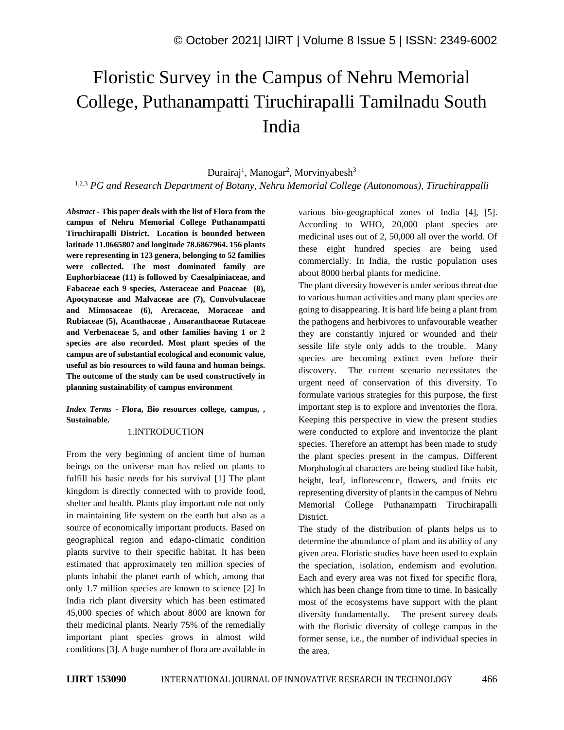# Floristic Survey in the Campus of Nehru Memorial College, Puthanampatti Tiruchirapalli Tamilnadu South India

Durairaj[1], Manogar[2], Morvinyabesh[3]

[1,2,3] *PG and Research Department of Botany, Nehru Memorial College (Autonomous), Tiruchirappalli*

***Abstract* - This paper deals with the list of Flora from the campus of Nehru Memorial College Puthanampatti Tiruchirapalli District. Location is bounded between latitude 11.0665807 and longitude 78.6867964. 156 plants were representing in 123 genera, belonging to 52 families were collected. The most dominated family are Euphorbiaceae (11) is followed by Caesalpiniaceae, and Fabaceae each 9 species, Asteraceae and Poaceae (8), Apocynaceae and Malvaceae are (7), Convolvulaceae and Mimosaceae (6), Arecaceae, Moraceae and Rubiaceae (5), Acanthaceae , Amaranthaceae Rutaceae and Verbenaceae 5, and other families having 1 or 2 species are also recorded. Most plant species of the campus are of substantial ecological and economic value, useful as bio resources to wild fauna and human beings. The outcome of the study can be used constructively in planning sustainability of campus environment**

***Index Terms* - Flora, Bio resources college, campus, , Sustainable.**

## 1.INTRODUCTION

From the very beginning of ancient time of human beings on the universe man has relied on plants to fulfill his basic needs for his survival [1] The plant kingdom is directly connected with to provide food, shelter and health. Plants play important role not only in maintaining life system on the earth but also as a source of economically important products. Based on geographical region and edapo-climatic condition plants survive to their specific habitat. It has been estimated that approximately ten million species of plants inhabit the planet earth of which, among that only 1.7 million species are known to science [2] In India rich plant diversity which has been estimated 45,000 species of which about 8000 are known for their medicinal plants. Nearly 75% of the remedially important plant species grows in almost wild conditions [3]. A huge number of flora are available in various bio-geographical zones of India [4], [5]. According to WHO, 20,000 plant species are medicinal uses out of 2, 50,000 all over the world. Of these eight hundred species are being used commercially. In India, the rustic population uses about 8000 herbal plants for medicine.

The plant diversity however is under serious threat due to various human activities and many plant species are going to disappearing. It is hard life being a plant from the pathogens and herbivores to unfavourable weather they are constantly injured or wounded and their sessile life style only adds to the trouble. Many species are becoming extinct even before their discovery. The current scenario necessitates the urgent need of conservation of this diversity. To formulate various strategies for this purpose, the first important step is to explore and inventories the flora. Keeping this perspective in view the present studies were conducted to explore and inventorize the plant species. Therefore an attempt has been made to study the plant species present in the campus. Different Morphological characters are being studied like habit, height, leaf, inflorescence, flowers, and fruits etc representing diversity of plants in the campus of Nehru Memorial College Puthanampatti Tiruchirapalli District.

The study of the distribution of plants helps us to determine the abundance of plant and its ability of any given area. Floristic studies have been used to explain the speciation, isolation, endemism and evolution. Each and every area was not fixed for specific flora, which has been change from time to time. In basically most of the ecosystems have support with the plant diversity fundamentally. The present survey deals with the floristic diversity of college campus in the former sense, i.e., the number of individual species in the area.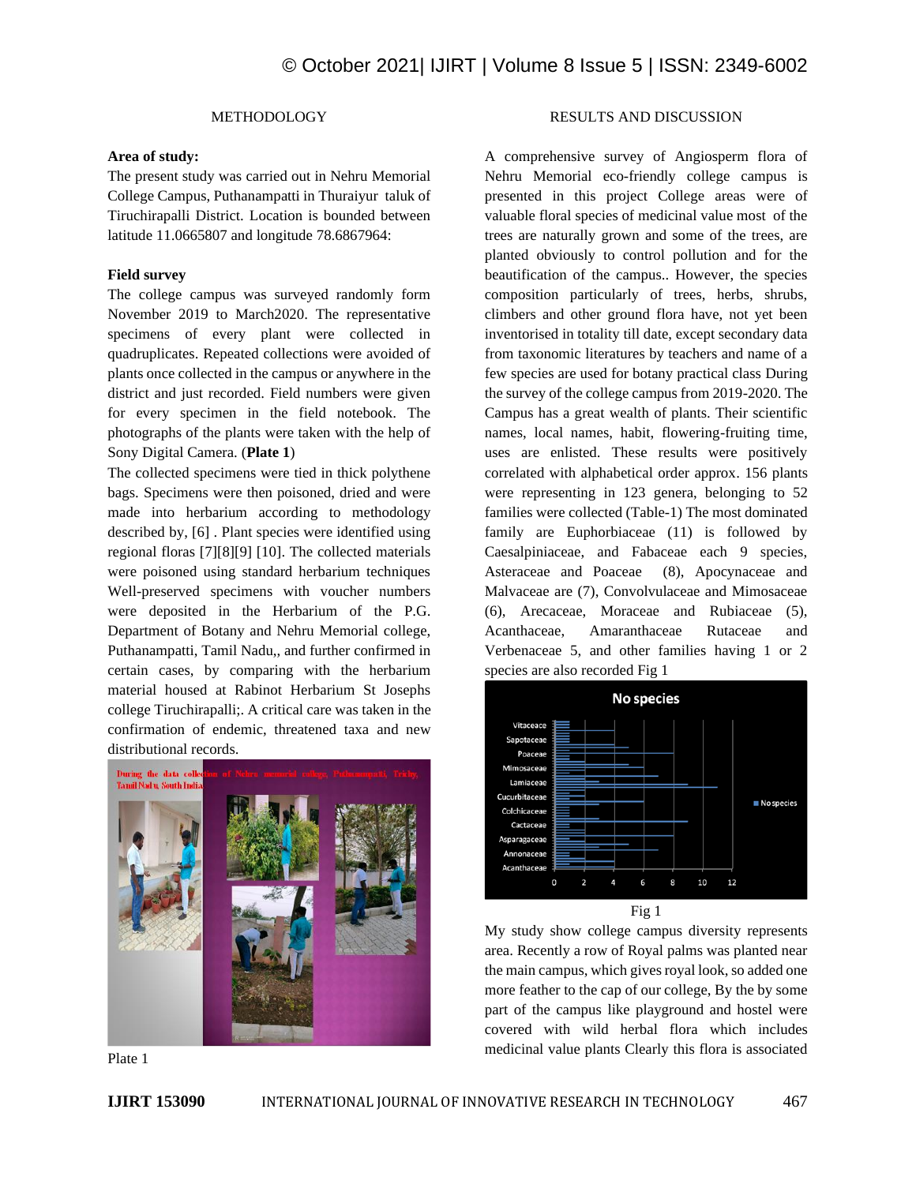## METHODOLOGY

**Area of study:**

The present study was carried out in Nehru Memorial College Campus, Puthanampatti in Thuraiyur taluk of Tiruchirapalli District. Location is bounded between latitude 11.0665807 and longitude 78.6867964:

**Field survey**

The college campus was surveyed randomly form November 2019 to March2020. The representative specimens of every plant were collected in quadruplicates. Repeated collections were avoided of plants once collected in the campus or anywhere in the district and just recorded. Field numbers were given for every specimen in the field notebook. The photographs of the plants were taken with the help of Sony Digital Camera. (**Plate 1**)

The collected specimens were tied in thick polythene bags. Specimens were then poisoned, dried and were made into herbarium according to methodology described by, [6] . Plant species were identified using regional floras [7][8][9] [10]. The collected materials were poisoned using standard herbarium techniques Well-preserved specimens with voucher numbers were deposited in the Herbarium of the P.G. Department of Botany and Nehru Memorial college, Puthanampatti, Tamil Nadu,, and further confirmed in certain cases, by comparing with the herbarium material housed at Rabinot Herbarium St Josephs college Tiruchirapalli;. A critical care was taken in the confirmation of endemic, threatened taxa and new distributional records.

Plate 1

## RESULTS AND DISCUSSION

A comprehensive survey of Angiosperm flora of Nehru Memorial eco-friendly college campus is presented in this project College areas were of valuable floral species of medicinal value most of the trees are naturally grown and some of the trees, are planted obviously to control pollution and for the beautification of the campus.. However, the species composition particularly of trees, herbs, shrubs, climbers and other ground flora have, not yet been inventorised in totality till date, except secondary data from taxonomic literatures by teachers and name of a few species are used for botany practical class During the survey of the college campus from 2019-2020. The Campus has a great wealth of plants. Their scientific names, local names, habit, flowering-fruiting time, uses are enlisted. These results were positively correlated with alphabetical order approx. 156 plants were representing in 123 genera, belonging to 52 families were collected (Table-1) The most dominated family are Euphorbiaceae (11) is followed by Caesalpiniaceae, and Fabaceae each 9 species, Asteraceae and Poaceae (8), Apocynaceae and Malvaceae are (7), Convolvulaceae and Mimosaceae (6), Arecaceae, Moraceae and Rubiaceae (5), Acanthaceae, Amaranthaceae Rutaceae and Verbenaceae 5, and other families having 1 or 2 species are also recorded Fig 1

Fig 1

My study show college campus diversity represents area. Recently a row of Royal palms was planted near the main campus, which gives royal look, so added one more feather to the cap of our college, By the by some part of the campus like playground and hostel were covered with wild herbal flora which includes medicinal value plants Clearly this flora is associated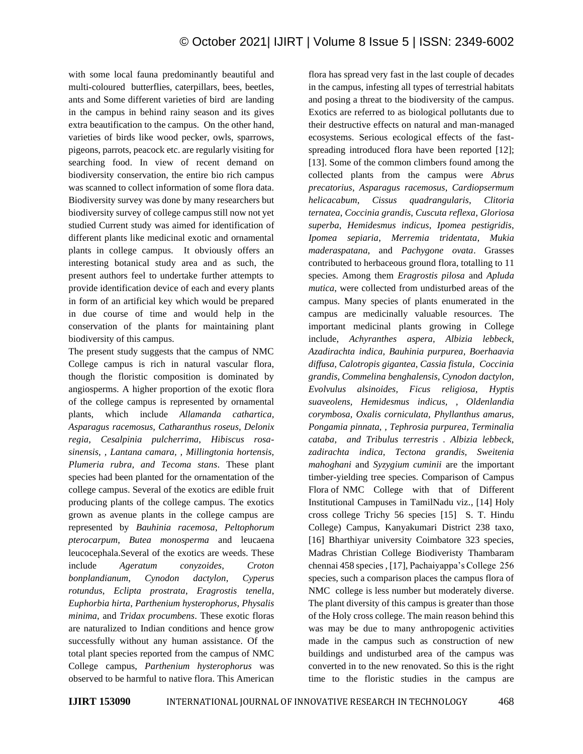with some local fauna predominantly beautiful and multi-coloured butterflies, caterpillars, bees, beetles, ants and Some different varieties of bird are landing in the campus in behind rainy season and its gives extra beautification to the campus. On the other hand, varieties of birds like wood pecker, owls, sparrows, pigeons, parrots, peacock etc. are regularly visiting for searching food. In view of recent demand on biodiversity conservation, the entire bio rich campus was scanned to collect information of some flora data. Biodiversity survey was done by many researchers but biodiversity survey of college campus still now not yet studied Current study was aimed for identification of different plants like medicinal exotic and ornamental plants in college campus. It obviously offers an interesting botanical study area and as such, the present authors feel to undertake further attempts to provide identification device of each and every plants in form of an artificial key which would be prepared in due course of time and would help in the conservation of the plants for maintaining plant biodiversity of this campus.

The present study suggests that the campus of NMC College campus is rich in natural vascular flora, though the floristic composition is dominated by angiosperms. A higher proportion of the exotic flora of the college campus is represented by ornamental plants, which include *Allamanda cathartica, Asparagus racemosus, Catharanthus roseus, Delonix regia, Cesalpinia pulcherrima, Hibiscus rosa-sinensis, , Lantana camara, , Millingtonia hortensis, Plumeria rubra, and Tecoma stans*. These plant species had been planted for the ornamentation of the college campus. Several of the exotics are edible fruit producing plants of the college campus. The exotics grown as avenue plants in the college campus are represented by *Bauhinia racemosa*, *Peltophorum pterocarpum*, *Butea monosperma* and leucaena leucocephala.Several of the exotics are weeds. These include *Ageratum conyzoides*, *Croton bonplandianum*, *Cynodon dactylon*, *Cyperus rotundus*, *Eclipta prostrata*, *Eragrostis tenella*, *Euphorbia hirta*, *Parthenium hysterophorus*, *Physalis minima*, and *Tridax procumbens*. These exotic floras are naturalized to Indian conditions and hence grow successfully without any human assistance. Of the total plant species reported from the campus of NMC College campus, *Parthenium hysterophorus* was observed to be harmful to native flora. This American flora has spread very fast in the last couple of decades in the campus, infesting all types of terrestrial habitats and posing a threat to the biodiversity of the campus. Exotics are referred to as biological pollutants due to their destructive effects on natural and man-managed ecosystems. Serious ecological effects of the fast-spreading introduced flora have been reported [12]; [13]. Some of the common climbers found among the collected plants from the campus were *Abrus precatorius*, *Asparagus racemosus*, *Cardiopsermum helicacabum*, *Cissus quadrangularis*, *Clitoria ternatea*, *Coccinia grandis*, *Cuscuta reflexa*, *Gloriosa superba*, *Hemidesmus indicus*, *Ipomea pestigridis*, *Ipomea sepiaria*, *Merremia tridentata*, *Mukia maderaspatana*, and *Pachygone ovata*. Grasses contributed to herbaceous ground flora, totalling to 11 species. Among them *Eragrostis pilosa* and *Apluda mutica*, were collected from undisturbed areas of the campus. Many species of plants enumerated in the campus are medicinally valuable resources. The important medicinal plants growing in College include, *Achyranthes aspera, Albizia lebbeck, Azadirachta indica, Bauhinia purpurea, Boerhaavia diffusa, Calotropis gigantea, Cassia fistula, Coccinia grandis, Commelina benghalensis, Cynodon dactylon, Evolvulus alsinoides, Ficus religiosa, Hyptis suaveolens, Hemidesmus indicus, , Oldenlandia corymbosa, Oxalis corniculata, Phyllanthus amarus, Pongamia pinnata, , Tephrosia purpurea, Terminalia cataba, and Tribulus terrestris . Albizia lebbeck, zadirachta indica, Tectona grandis, Sweitenia mahoghani* and *Syzygium cuminii* are the important timber-yielding tree species. Comparison of Campus Flora of NMC College with that of Different Institutional Campuses in TamilNadu viz., [14] Holy cross college Trichy 56 species [15] S. T. Hindu College) Campus, Kanyakumari District 238 taxo, [16] Bharthiyar university Coimbatore 323 species, Madras Christian College Biodiveristy Thambaram chennai 458 species , [17], Pachaiyappa's College 256 species, such a comparison places the campus flora of NMC college is less number but moderately diverse. The plant diversity of this campus is greater than those of the Holy cross college. The main reason behind this was may be due to many anthropogenic activities made in the campus such as construction of new buildings and undisturbed area of the campus was converted in to the new renovated. So this is the right time to the floristic studies in the campus are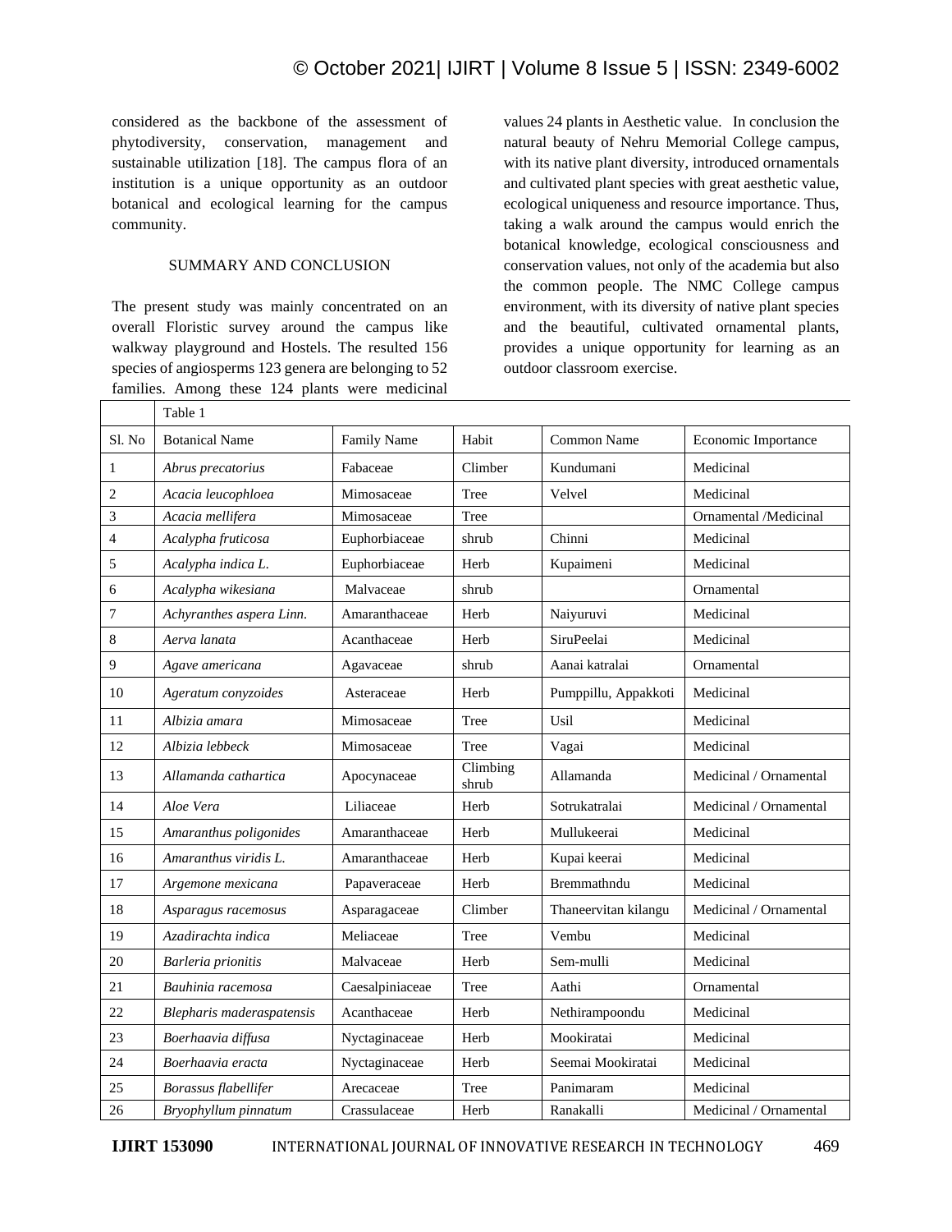considered as the backbone of the assessment of phytodiversity, conservation, management and sustainable utilization [18]. The campus flora of an institution is a unique opportunity as an outdoor botanical and ecological learning for the campus community.

## SUMMARY AND CONCLUSION

The present study was mainly concentrated on an overall Floristic survey around the campus like walkway playground and Hostels. The resulted 156 species of angiosperms 123 genera are belonging to 52 families. Among these 124 plants were medicinal values 24 plants in Aesthetic value. In conclusion the natural beauty of Nehru Memorial College campus, with its native plant diversity, introduced ornamentals and cultivated plant species with great aesthetic value, ecological uniqueness and resource importance. Thus, taking a walk around the campus would enrich the botanical knowledge, ecological consciousness and conservation values, not only of the academia but also the common people. The NMC College campus environment, with its diversity of native plant species and the beautiful, cultivated ornamental plants, provides a unique opportunity for learning as an outdoor classroom exercise.

Table 1

| Sl. No | Botanical Name | Family Name | Habit | Common Name | Economic Importance |
|---|---|---|---|---|---|
| 1 | *Abrus precatorius* | Fabaceae | Climber | Kundumani | Medicinal |
| 2 | *Acacia leucophloea* | Mimosaceae | Tree | Velvel | Medicinal |
| 3 | *Acacia mellifera* | Mimosaceae | Tree | | Ornamental /Medicinal |
| 4 | *Acalypha fruticosa* | Euphorbiaceae | shrub | Chinni | Medicinal |
| 5 | *Acalypha indica L.* | Euphorbiaceae | Herb | Kupaimeni | Medicinal |
| 6 | *Acalypha wikesiana* | Malvaceae | shrub | | Ornamental |
| 7 | *Achyranthes aspera Linn.* | Amaranthaceae | Herb | Naiyuruvi | Medicinal |
| 8 | *Aerva lanata* | Acanthaceae | Herb | SiruPeelai | Medicinal |
| 9 | *Agave americana* | Agavaceae | shrub | Aanai katralai | Ornamental |
| 10 | *Ageratum conyzoides* | Asteraceae | Herb | Pumppillu, Appakkoti | Medicinal |
| 11 | *Albizia amara* | Mimosaceae | Tree | Usil | Medicinal |
| 12 | *Albizia lebbeck* | Mimosaceae | Tree | Vagai | Medicinal |
| 13 | *Allamanda cathartica* | Apocynaceae | Climbing shrub | Allamanda | Medicinal / Ornamental |
| 14 | *Aloe Vera* | Liliaceae | Herb | Sotrukatralai | Medicinal / Ornamental |
| 15 | *Amaranthus poligonides* | Amaranthaceae | Herb | Mullukeerai | Medicinal |
| 16 | *Amaranthus viridis L.* | Amaranthaceae | Herb | Kupai keerai | Medicinal |
| 17 | *Argemone mexicana* | Papaveraceae | Herb | Bremmathndu | Medicinal |
| 18 | *Asparagus racemosus* | Asparagaceae | Climber | Thaneervitan kilangu | Medicinal / Ornamental |
| 19 | *Azadirachta indica* | Meliaceae | Tree | Vembu | Medicinal |
| 20 | *Barleria prionitis* | Malvaceae | Herb | Sem-mulli | Medicinal |
| 21 | *Bauhinia racemosa* | Caesalpiniaceae | Tree | Aathi | Ornamental |
| 22 | *Blepharis maderaspatensis* | Acanthaceae | Herb | Nethirampoondu | Medicinal |
| 23 | *Boerhaavia diffusa* | Nyctaginaceae | Herb | Mookiratai | Medicinal |
| 24 | *Boerhaavia eracta* | Nyctaginaceae | Herb | Seemai Mookiratai | Medicinal |
| 25 | *Borassus flabellifer* | Arecaceae | Tree | Panimaram | Medicinal |
| 26 | *Bryophyllum pinnatum* | Crassulaceae | Herb | Ranakalli | Medicinal / Ornamental |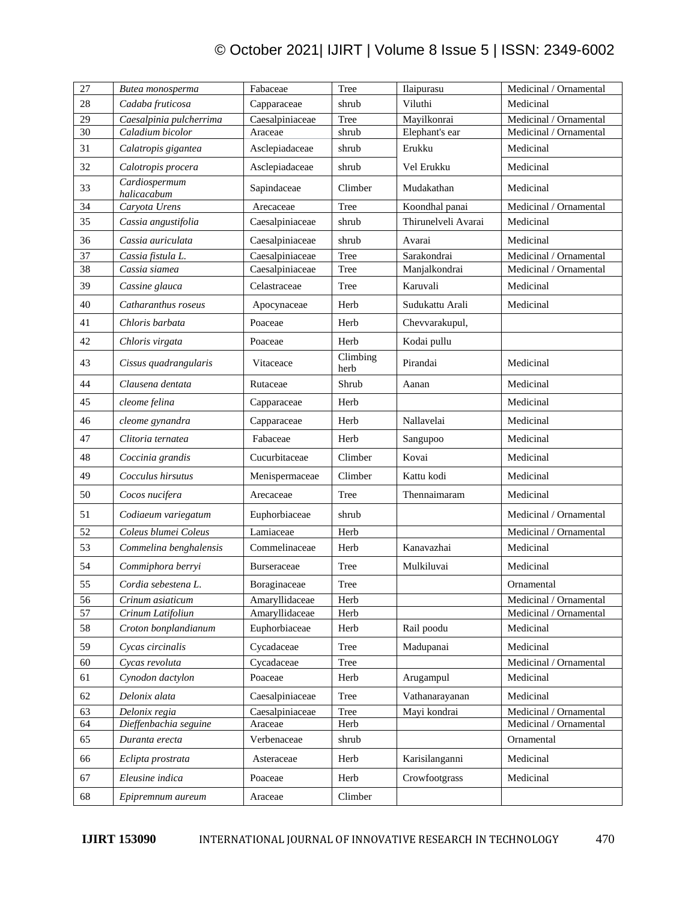| 27 | *Butea monosperma* | Fabaceae | Tree | Ilaipurasu | Medicinal / Ornamental |
|---|---|---|---|---|---|
| 28 | *Cadaba fruticosa* | Capparaceae | shrub | Viluthi | Medicinal |
| 29 | *Caesalpinia pulcherrima* | Caesalpiniaceae | Tree | Mayilkonrai | Medicinal / Ornamental |
| 30 | *Caladium bicolor* | Araceae | shrub | Elephant's ear | Medicinal / Ornamental |
| 31 | *Calatropis gigantea* | Asclepiadaceae | shrub | Erukku | Medicinal |
| 32 | *Calotropis procera* | Asclepiadaceae | shrub | Vel Erukku | Medicinal |
| 33 | *Cardiospermum halicacabum* | Sapindaceae | Climber | Mudakathan | Medicinal |
| 34 | *Caryota Urens* | Arecaceae | Tree | Koondhal panai | Medicinal / Ornamental |
| 35 | *Cassia angustifolia* | Caesalpiniaceae | shrub | Thirunelveli Avarai | Medicinal |
| 36 | *Cassia auriculata* | Caesalpiniaceae | shrub | Avarai | Medicinal |
| 37 | *Cassia fistula L.* | Caesalpiniaceae | Tree | Sarakondrai | Medicinal / Ornamental |
| 38 | *Cassia siamea* | Caesalpiniaceae | Tree | Manjalkondrai | Medicinal / Ornamental |
| 39 | *Cassine glauca* | Celastraceae | Tree | Karuvali | Medicinal |
| 40 | *Catharanthus roseus* | Apocynaceae | Herb | Sudukattu Arali | Medicinal |
| 41 | *Chloris barbata* | Poaceae | Herb | Chevvarakupul, | |
| 42 | *Chloris virgata* | Poaceae | Herb | Kodai pullu | |
| 43 | *Cissus quadrangularis* | Vitaceace | Climbing herb | Pirandai | Medicinal |
| 44 | *Clausena dentata* | Rutaceae | Shrub | Aanan | Medicinal |
| 45 | *cleome felina* | Capparaceae | Herb | | Medicinal |
| 46 | *cleome gynandra* | Capparaceae | Herb | Nallavelai | Medicinal |
| 47 | *Clitoria ternatea* | Fabaceae | Herb | Sangupoo | Medicinal |
| 48 | *Coccinia grandis* | Cucurbitaceae | Climber | Kovai | Medicinal |
| 49 | *Cocculus hirsutus* | Menispermaceae | Climber | Kattu kodi | Medicinal |
| 50 | *Cocos nucifera* | Arecaceae | Tree | Thennaimaram | Medicinal |
| 51 | *Codiaeum variegatum* | Euphorbiaceae | shrub | | Medicinal / Ornamental |
| 52 | *Coleus blumei Coleus* | Lamiaceae | Herb | | Medicinal / Ornamental |
| 53 | *Commelina benghalensis* | Commelinaceae | Herb | Kanavazhai | Medicinal |
| 54 | *Commiphora berryi* | Burseraceae | Tree | Mulkiluvai | Medicinal |
| 55 | *Cordia sebestena L.* | Boraginaceae | Tree | | Ornamental |
| 56 | *Crinum asiaticum* | Amaryllidaceae | Herb | | Medicinal / Ornamental |
| 57 | *Crinum Latifoliun* | Amaryllidaceae | Herb | | Medicinal / Ornamental |
| 58 | *Croton bonplandianum* | Euphorbiaceae | Herb | Rail poodu | Medicinal |
| 59 | *Cycas circinalis* | Cycadaceae | Tree | Madupanai | Medicinal |
| 60 | *Cycas revoluta* | Cycadaceae | Tree | | Medicinal / Ornamental |
| 61 | *Cynodon dactylon* | Poaceae | Herb | Arugampul | Medicinal |
| 62 | *Delonix alata* | Caesalpiniaceae | Tree | Vathanarayanan | Medicinal |
| 63 | *Delonix regia* | Caesalpiniaceae | Tree | Mayi kondrai | Medicinal / Ornamental |
| 64 | *Dieffenbachia seguine* | Araceae | Herb | | Medicinal / Ornamental |
| 65 | *Duranta erecta* | Verbenaceae | shrub | | Ornamental |
| 66 | *Eclipta prostrata* | Asteraceae | Herb | Karisilanganni | Medicinal |
| 67 | *Eleusine indica* | Poaceae | Herb | Crowfootgrass | Medicinal |
| 68 | *Epipremnum aureum* | Araceae | Climber | | |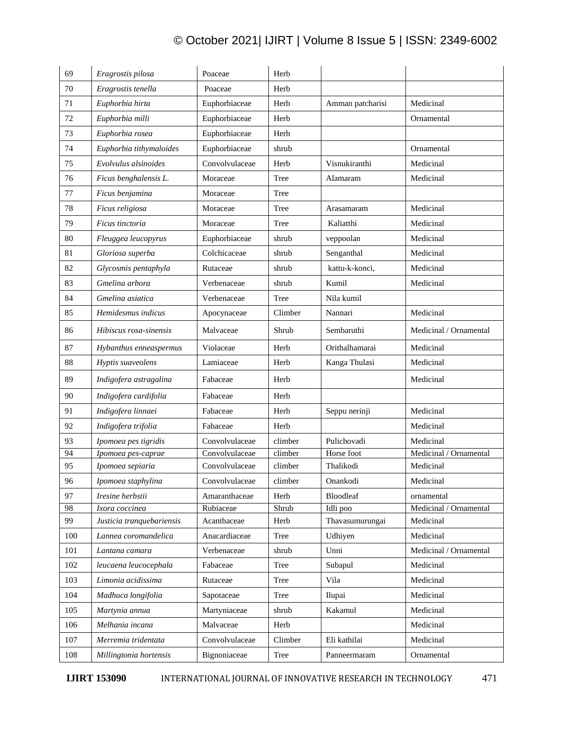| 69 | *Eragrostis pilosa* | Poaceae | Herb | | |
|---|---|---|---|---|---|
| 70 | *Eragrostis tenella* | Poaceae | Herb | | |
| 71 | *Euphorbia hirta* | Euphorbiaceae | Herb | Amman patcharisi | Medicinal |
| 72 | *Euphorbia milli* | Euphorbiaceae | Herb | | Ornamental |
| 73 | *Euphorbia rosea* | Euphorbiaceae | Herb | | |
| 74 | *Euphorbia tithymaloides* | Euphorbiaceae | shrub | | Ornamental |
| 75 | *Evolvulus alsinoides* | Convolvulaceae | Herb | Visnukiranthi | Medicinal |
| 76 | *Ficus benghalensis L.* | Moraceae | Tree | Alamaram | Medicinal |
| 77 | *Ficus benjamina* | Moraceae | Tree | | |
| 78 | *Ficus religiosa* | Moraceae | Tree | Arasamaram | Medicinal |
| 79 | *Ficus tinctoria* | Moraceae | Tree | Kaliatthi | Medicinal |
| 80 | *Fleuggea leucopyrus* | Euphorbiaceae | shrub | veppoolan | Medicinal |
| 81 | *Gloriosa superba* | Colchicaceae | shrub | Senganthal | Medicinal |
| 82 | *Glycosmis pentaphyla* | Rutaceae | shrub | kattu-k-konci, | Medicinal |
| 83 | *Gmelina arbora* | Verbenaceae | shrub | Kumil | Medicinal |
| 84 | *Gmelina asiatica* | Verbenaceae | Tree | Nila kumil | |
| 85 | *Hemidesmus indicus* | Apocynaceae | Climber | Nannari | Medicinal |
| 86 | *Hibiscus rosa-sinensis* | Malvaceae | Shrub | Sembaruthi | Medicinal / Ornamental |
| 87 | *Hybanthus enneaspermus* | Violaceae | Herb | Orithalhamarai | Medicinal |
| 88 | *Hyptis suaveolens* | Lamiaceae | Herb | Kanga Thulasi | Medicinal |
| 89 | *Indigofera astragalina* | Fabaceae | Herb | | Medicinal |
| 90 | *Indigofera cardifolia* | Fabaceae | Herb | | |
| 91 | *Indigofera linnaei* | Fabaceae | Herb | Seppu nerinji | Medicinal |
| 92 | *Indigofera trifolia* | Fabaceae | Herb | | Medicinal |
| 93 | *Ipomoea pes tigridis* | Convolvulaceae | climber | Pulichovadi | Medicinal |
| 94 | *Ipomoea pes-caprae* | Convolvulaceae | climber | Horse foot | Medicinal / Ornamental |
| 95 | *Ipomoea sepiaria* | Convolvulaceae | climber | Thalikodi | Medicinal |
| 96 | *Ipomoea staphylina* | Convolvulaceae | climber | Onankodi | Medicinal |
| 97 | *Iresine herbstii* | Amaranthaceae | Herb | Bloodleaf | ornamental |
| 98 | *Ixora coccinea* | Rubiaceae | Shrub | Idli poo | Medicinal / Ornamental |
| 99 | *Justicia tranquebariensis* | Acanthaceae | Herb | Thavasumurungai | Medicinal |
| 100 | *Lannea coromandelica* | Anacardiaceae | Tree | Udhiyen | Medicinal |
| 101 | *Lantana camara* | Verbenaceae | shrub | Unni | Medicinal / Ornamental |
| 102 | *leucaena leucocephala* | Fabaceae | Tree | Subapul | Medicinal |
| 103 | *Limonia acidissima* | Rutaceae | Tree | Vila | Medicinal |
| 104 | *Madhuca longifolia* | Sapotaceae | Tree | Ilupai | Medicinal |
| 105 | *Martynia annua* | Martyniaceae | shrub | Kakamul | Medicinal |
| 106 | *Melhania incana* | Malvaceae | Herb | | Medicinal |
| 107 | *Merremia tridentata* | Convolvulaceae | Climber | Eli kathilai | Medicinal |
| 108 | *Millingtonia hortensis* | Bignoniaceae | Tree | Panneermaram | Ornamental |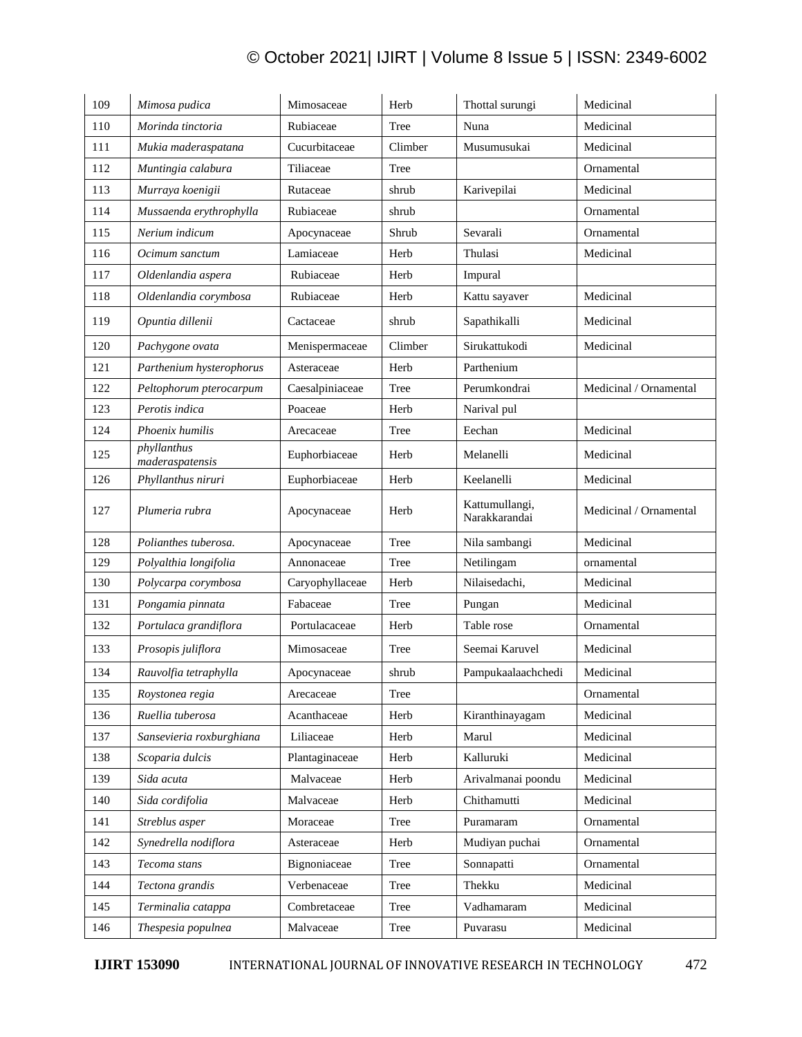| 109 | *Mimosa pudica* | Mimosaceae | Herb | Thottal surungi | Medicinal |
|---|---|---|---|---|---|
| 110 | *Morinda tinctoria* | Rubiaceae | Tree | Nuna | Medicinal |
| 111 | *Mukia maderaspatana* | Cucurbitaceae | Climber | Musumusukai | Medicinal |
| 112 | *Muntingia calabura* | Tiliaceae | Tree | | Ornamental |
| 113 | *Murraya koenigii* | Rutaceae | shrub | Karivepilai | Medicinal |
| 114 | *Mussaenda erythrophylla* | Rubiaceae | shrub | | Ornamental |
| 115 | *Nerium indicum* | Apocynaceae | Shrub | Sevarali | Ornamental |
| 116 | *Ocimum sanctum* | Lamiaceae | Herb | Thulasi | Medicinal |
| 117 | *Oldenlandia aspera* | Rubiaceae | Herb | Impural | |
| 118 | *Oldenlandia corymbosa* | Rubiaceae | Herb | Kattu sayaver | Medicinal |
| 119 | *Opuntia dillenii* | Cactaceae | shrub | Sapathikalli | Medicinal |
| 120 | *Pachygone ovata* | Menispermaceae | Climber | Sirukattukodi | Medicinal |
| 121 | *Parthenium hysterophorus* | Asteraceae | Herb | Parthenium | |
| 122 | *Peltophorum pterocarpum* | Caesalpiniaceae | Tree | Perumkondrai | Medicinal / Ornamental |
| 123 | *Perotis indica* | Poaceae | Herb | Narival pul | |
| 124 | *Phoenix humilis* | Arecaceae | Tree | Eechan | Medicinal |
| 125 | *phyllanthus maderaspatensis* | Euphorbiaceae | Herb | Melanelli | Medicinal |
| 126 | *Phyllanthus niruri* | Euphorbiaceae | Herb | Keelanelli | Medicinal |
| 127 | *Plumeria rubra* | Apocynaceae | Herb | Kattumullangi, Narakkarandai | Medicinal / Ornamental |
| 128 | *Polianthes tuberosa.* | Apocynaceae | Tree | Nila sambangi | Medicinal |
| 129 | *Polyalthia longifolia* | Annonaceae | Tree | Netilingam | ornamental |
| 130 | *Polycarpa corymbosa* | Caryophyllaceae | Herb | Nilaisedachi, | Medicinal |
| 131 | *Pongamia pinnata* | Fabaceae | Tree | Pungan | Medicinal |
| 132 | *Portulaca grandiflora* | Portulacaceae | Herb | Table rose | Ornamental |
| 133 | *Prosopis juliflora* | Mimosaceae | Tree | Seemai Karuvel | Medicinal |
| 134 | *Rauvolfia tetraphylla* | Apocynaceae | shrub | Pampukaalaachchedi | Medicinal |
| 135 | *Roystonea regia* | Arecaceae | Tree | | Ornamental |
| 136 | *Ruellia tuberosa* | Acanthaceae | Herb | Kiranthinayagam | Medicinal |
| 137 | *Sansevieria roxburghiana* | Liliaceae | Herb | Marul | Medicinal |
| 138 | *Scoparia dulcis* | Plantaginaceae | Herb | Kalluruki | Medicinal |
| 139 | *Sida acuta* | Malvaceae | Herb | Arivalmanai poondu | Medicinal |
| 140 | *Sida cordifolia* | Malvaceae | Herb | Chithamutti | Medicinal |
| 141 | *Streblus asper* | Moraceae | Tree | Puramaram | Ornamental |
| 142 | *Synedrella nodiflora* | Asteraceae | Herb | Mudiyan puchai | Ornamental |
| 143 | *Tecoma stans* | Bignoniaceae | Tree | Sonnapatti | Ornamental |
| 144 | *Tectona grandis* | Verbenaceae | Tree | Thekku | Medicinal |
| 145 | *Terminalia catappa* | Combretaceae | Tree | Vadhamaram | Medicinal |
| 146 | *Thespesia populnea* | Malvaceae | Tree | Puvarasu | Medicinal |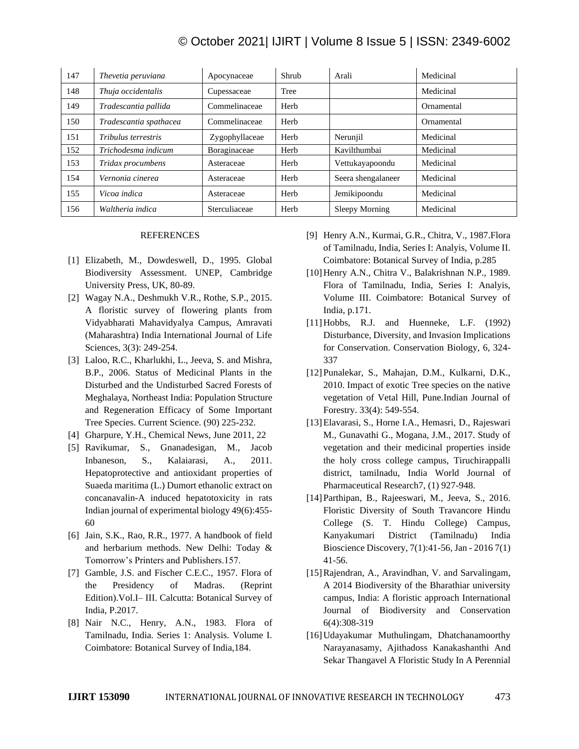| 147 | *Thevetia peruviana* | Apocynaceae | Shrub | Arali | Medicinal |
|---|---|---|---|---|---|
| 148 | *Thuja occidentalis* | Cupessaceae | Tree | | Medicinal |
| 149 | *Tradescantia pallida* | Commelinaceae | Herb | | Ornamental |
| 150 | *Tradescantia spathacea* | Commelinaceae | Herb | | Ornamental |
| 151 | *Tribulus terrestris* | Zygophyllaceae | Herb | Nerunjil | Medicinal |
| 152 | *Trichodesma indicum* | Boraginaceae | Herb | Kavilthumbai | Medicinal |
| 153 | *Tridax procumbens* | Asteraceae | Herb | Vettukayapoondu | Medicinal |
| 154 | *Vernonia cinerea* | Asteraceae | Herb | Seera shengalaneer | Medicinal |
| 155 | *Vicoa indica* | Asteraceae | Herb | Jemikipoondu | Medicinal |
| 156 | *Waltheria indica* | Sterculiaceae | Herb | Sleepy Morning | Medicinal |

## REFERENCES

[1] Elizabeth, M., Dowdeswell, D., 1995. Global Biodiversity Assessment. UNEP, Cambridge University Press, UK, 80-89.

[2] Wagay N.A., Deshmukh V.R., Rothe, S.P., 2015. A floristic survey of flowering plants from Vidyabharati Mahavidyalya Campus, Amravati (Maharashtra) India International Journal of Life Sciences, 3(3): 249-254.

[3] Laloo, R.C., Kharlukhi, L., Jeeva, S. and Mishra, B.P., 2006. Status of Medicinal Plants in the Disturbed and the Undisturbed Sacred Forests of Meghalaya, Northeast India: Population Structure and Regeneration Efficacy of Some Important Tree Species. Current Science. (90) 225-232.

[4] Gharpure, Y.H., Chemical News, June 2011, 22

[5] Ravikumar, S., Gnanadesigan, M., Jacob Inbaneson, S., Kalaiarasi, A., 2011. Hepatoprotective and antioxidant properties of Suaeda maritima (L.) Dumort ethanolic extract on concanavalin-A induced hepatotoxicity in rats Indian journal of experimental biology 49(6):455-60

[6] Jain, S.K., Rao, R.R., 1977. A handbook of field and herbarium methods. New Delhi: Today & Tomorrow's Printers and Publishers.157.

[7] Gamble, J.S. and Fischer C.E.C., 1957. Flora of the Presidency of Madras. (Reprint Edition).Vol.I– III. Calcutta: Botanical Survey of India, P.2017.

[8] Nair N.C., Henry, A.N., 1983. Flora of Tamilnadu, India. Series 1: Analysis. Volume I. Coimbatore: Botanical Survey of India,184.

[9] Henry A.N., Kurmai, G.R., Chitra, V., 1987.Flora of Tamilnadu, India, Series I: Analyis, Volume II. Coimbatore: Botanical Survey of India, p.285

[10] Henry A.N., Chitra V., Balakrishnan N.P., 1989. Flora of Tamilnadu, India, Series I: Analyis, Volume III. Coimbatore: Botanical Survey of India, p.171.

[11] Hobbs, R.J. and Huenneke, L.F. (1992) Disturbance, Diversity, and Invasion Implications for Conservation. Conservation Biology, 6, 324-337

[12] Punalekar, S., Mahajan, D.M., Kulkarni, D.K., 2010. Impact of exotic Tree species on the native vegetation of Vetal Hill, Pune.Indian Journal of Forestry. 33(4): 549-554.

[13] Elavarasi, S., Horne I.A., Hemasri, D., Rajeswari M., Gunavathi G., Mogana, J.M., 2017. Study of vegetation and their medicinal properties inside the holy cross college campus, Tiruchirappalli district, tamilnadu, India World Journal of Pharmaceutical Research7, (1) 927-948.

[14] Parthipan, B., Rajeeswari, M., Jeeva, S., 2016. Floristic Diversity of South Travancore Hindu College (S. T. Hindu College) Campus, Kanyakumari District (Tamilnadu) India Bioscience Discovery, 7(1):41-56, Jan - 2016 7(1) 41-56.

[15] Rajendran, A., Aravindhan, V. and Sarvalingam, A 2014 Biodiversity of the Bharathiar university campus, India: A floristic approach International Journal of Biodiversity and Conservation 6(4):308-319

[16] Udayakumar Muthulingam, Dhatchanamoorthy Narayanasamy, Ajithadoss Kanakashanthi And Sekar Thangavel A Floristic Study In A Perennial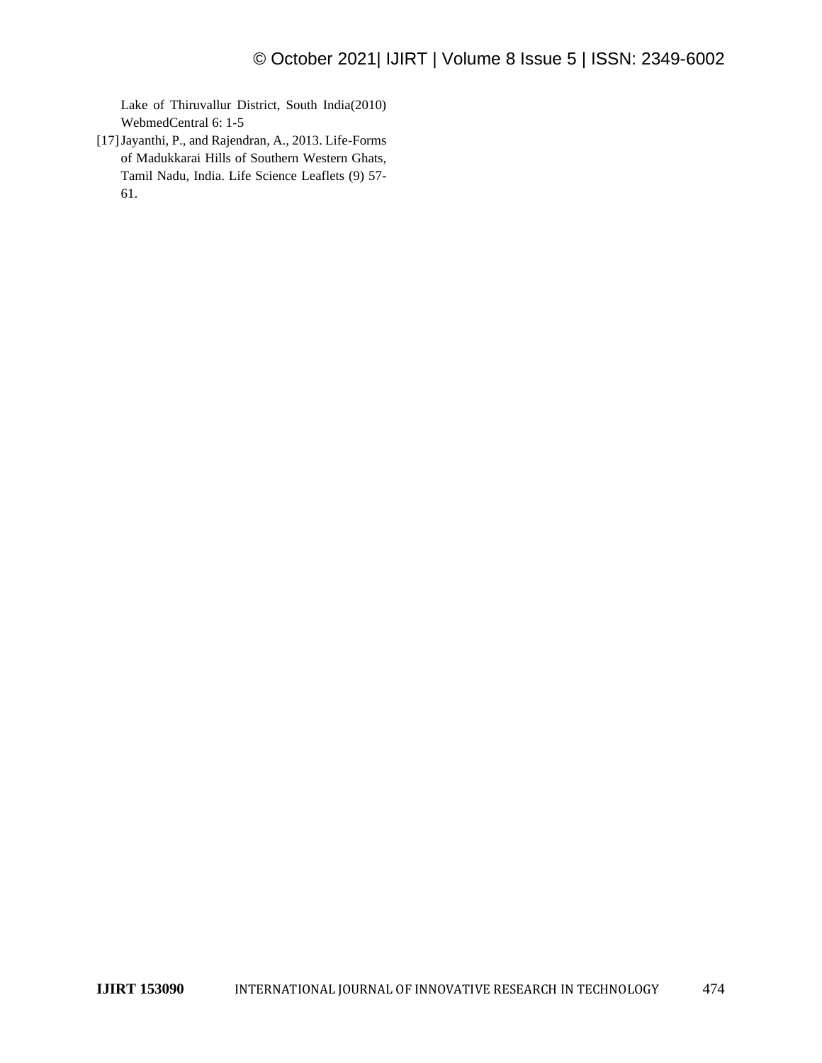Lake of Thiruvallur District, South India(2010) WebmedCentral 6: 1-5

[17] Jayanthi, P., and Rajendran, A., 2013. Life-Forms of Madukkarai Hills of Southern Western Ghats, Tamil Nadu, India. Life Science Leaflets (9) 57-61.